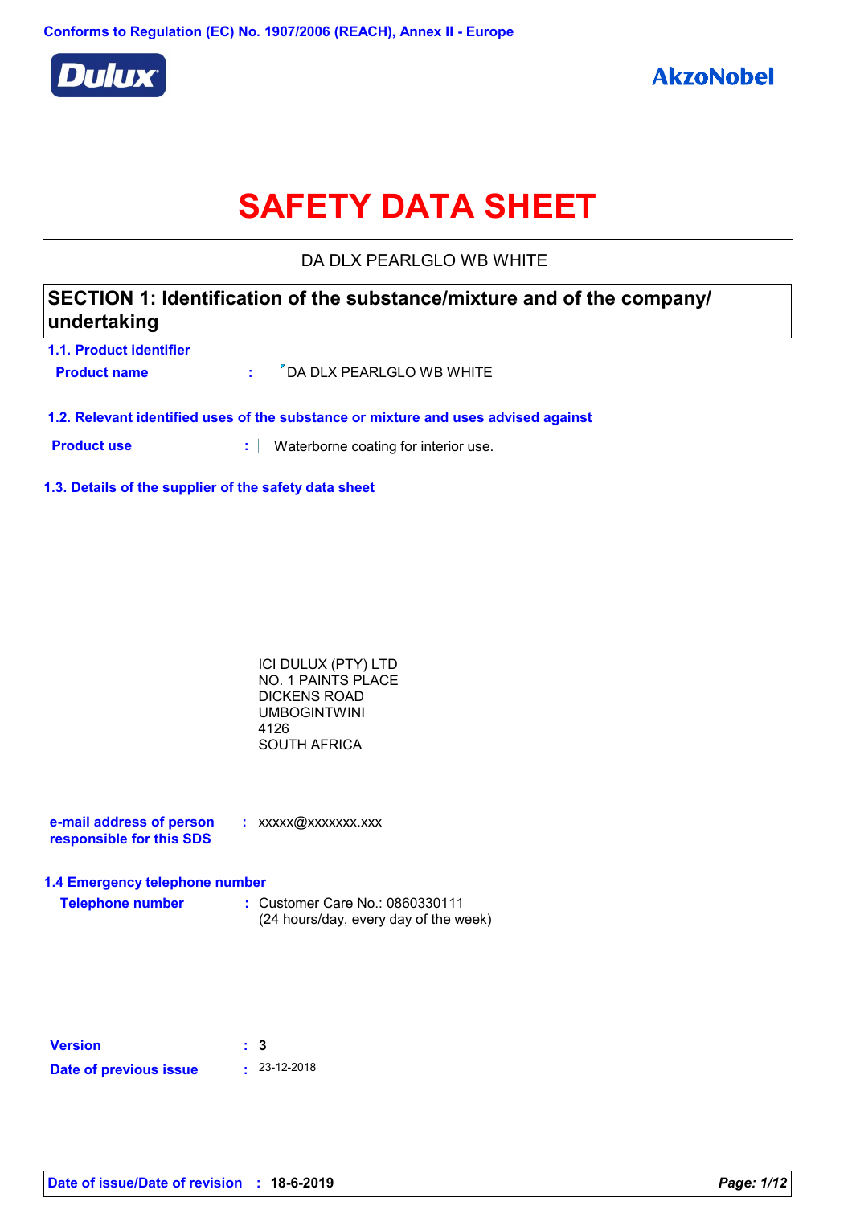Conforms to Regulation (EC) No. 1907/2006 (REACH), Annex II - Europe

Dulux

AkzoNobel

# SAFETY DATA SHEET

DA DLX PEARLGLO WB WHITE

## SECTION 1: Identification of the substance/mixture and of the company/ undertaking

### 1.1. Product identifier

**Product name** : DA DLX PEARLGLO WB WHITE

### 1.2. Relevant identified uses of the substance or mixture and uses advised against

**Product use** : Waterborne coating for interior use.

### 1.3. Details of the supplier of the safety data sheet

ICI DULUX (PTY) LTD
NO. 1 PAINTS PLACE
DICKENS ROAD
UMBOGINTWINI
4126
SOUTH AFRICA

**e-mail address of person responsible for this SDS** : xxxxx@xxxxxxx.xxx

### 1.4 Emergency telephone number

**Telephone number** : Customer Care No.: 0860330111
(24 hours/day, every day of the week)

**Version** : 3

**Date of previous issue** : 23-12-2018

**Date of issue/Date of revision** : 18-6-2019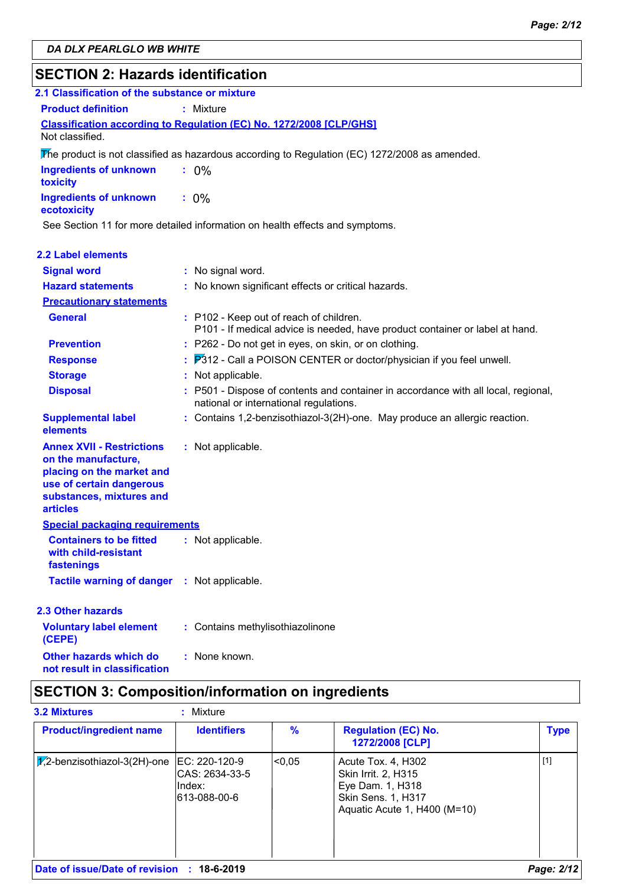DA DLX PEARLGLO WB WHITE

## SECTION 2: Hazards identification

### 2.1 Classification of the substance or mixture

**Product definition** : Mixture

**Classification according to Regulation (EC) No. 1272/2008 [CLP/GHS]**

Not classified.

The product is not classified as hazardous according to Regulation (EC) 1272/2008 as amended.

**Ingredients of unknown toxicity** : 0%

**Ingredients of unknown ecotoxicity** : 0%

See Section 11 for more detailed information on health effects and symptoms.

### 2.2 Label elements

**Signal word** : No signal word.

**Hazard statements** : No known significant effects or critical hazards.

**Precautionary statements**

**General** : P102 - Keep out of reach of children.
P101 - If medical advice is needed, have product container or label at hand.

**Prevention** : P262 - Do not get in eyes, on skin, or on clothing.

**Response** : P312 - Call a POISON CENTER or doctor/physician if you feel unwell.

**Storage** : Not applicable.

**Disposal** : P501 - Dispose of contents and container in accordance with all local, regional, national or international regulations.

**Supplemental label elements** : Contains 1,2-benzisothiazol-3(2H)-one. May produce an allergic reaction.

**Annex XVII - Restrictions on the manufacture, placing on the market and use of certain dangerous substances, mixtures and articles** : Not applicable.

**Special packaging requirements**

**Containers to be fitted with child-resistant fastenings** : Not applicable.

**Tactile warning of danger** : Not applicable.

### 2.3 Other hazards

**Voluntary label element (CEPE)** : Contains methylisothiazolinone

**Other hazards which do not result in classification** : None known.

## SECTION 3: Composition/information on ingredients

**3.2 Mixtures** : Mixture

| Product/ingredient name | Identifiers | % | Regulation (EC) No. 1272/2008 [CLP] | Type |
|---|---|---|---|---|
| 1,2-benzisothiazol-3(2H)-one | EC: 220-120-9<br>CAS: 2634-33-5<br>Index: 613-088-00-6 | <0,05 | Acute Tox. 4, H302<br>Skin Irrit. 2, H315<br>Eye Dam. 1, H318<br>Skin Sens. 1, H317<br>Aquatic Acute 1, H400 (M=10) | [1] |

**Date of issue/Date of revision** : 18-6-2019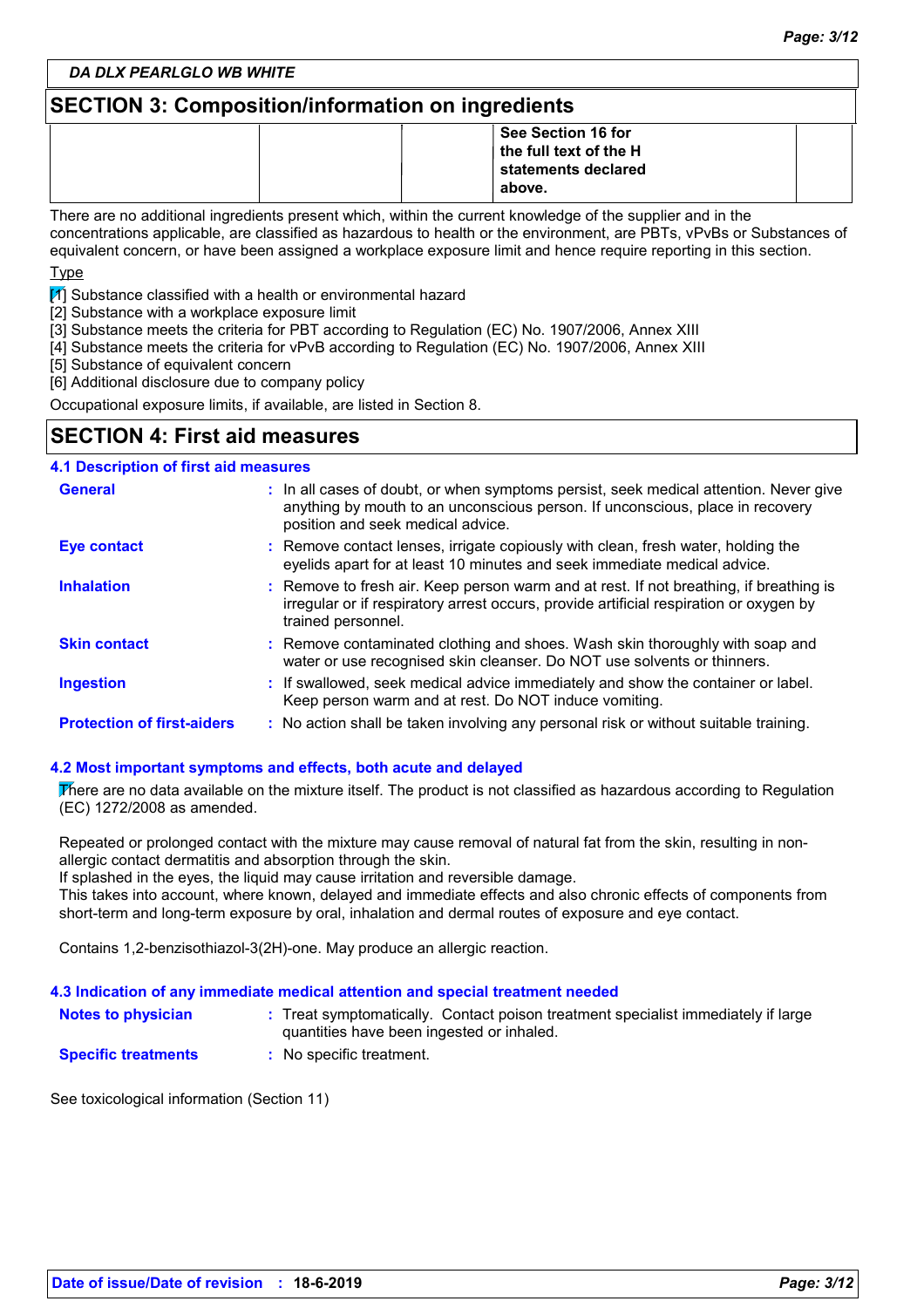DA DLX PEARLGLO WB WHITE

## SECTION 3: Composition/information on ingredients

| | | | | |
|---|---|---|---|---|
| | | | **See Section 16 for the full text of the H statements declared above.** | |

There are no additional ingredients present which, within the current knowledge of the supplier and in the concentrations applicable, are classified as hazardous to health or the environment, are PBTs, vPvBs or Substances of equivalent concern, or have been assigned a workplace exposure limit and hence require reporting in this section.

Type

[1] Substance classified with a health or environmental hazard
[2] Substance with a workplace exposure limit
[3] Substance meets the criteria for PBT according to Regulation (EC) No. 1907/2006, Annex XIII
[4] Substance meets the criteria for vPvB according to Regulation (EC) No. 1907/2006, Annex XIII
[5] Substance of equivalent concern
[6] Additional disclosure due to company policy

Occupational exposure limits, if available, are listed in Section 8.

## SECTION 4: First aid measures

### 4.1 Description of first aid measures

**General** : In all cases of doubt, or when symptoms persist, seek medical attention. Never give anything by mouth to an unconscious person. If unconscious, place in recovery position and seek medical advice.

**Eye contact** : Remove contact lenses, irrigate copiously with clean, fresh water, holding the eyelids apart for at least 10 minutes and seek immediate medical advice.

**Inhalation** : Remove to fresh air. Keep person warm and at rest. If not breathing, if breathing is irregular or if respiratory arrest occurs, provide artificial respiration or oxygen by trained personnel.

**Skin contact** : Remove contaminated clothing and shoes. Wash skin thoroughly with soap and water or use recognised skin cleanser. Do NOT use solvents or thinners.

**Ingestion** : If swallowed, seek medical advice immediately and show the container or label. Keep person warm and at rest. Do NOT induce vomiting.

**Protection of first-aiders** : No action shall be taken involving any personal risk or without suitable training.

### 4.2 Most important symptoms and effects, both acute and delayed

There are no data available on the mixture itself. The product is not classified as hazardous according to Regulation (EC) 1272/2008 as amended.

Repeated or prolonged contact with the mixture may cause removal of natural fat from the skin, resulting in non-allergic contact dermatitis and absorption through the skin.
If splashed in the eyes, the liquid may cause irritation and reversible damage.
This takes into account, where known, delayed and immediate effects and also chronic effects of components from short-term and long-term exposure by oral, inhalation and dermal routes of exposure and eye contact.

Contains 1,2-benzisothiazol-3(2H)-one. May produce an allergic reaction.

### 4.3 Indication of any immediate medical attention and special treatment needed

**Notes to physician** : Treat symptomatically. Contact poison treatment specialist immediately if large quantities have been ingested or inhaled.

**Specific treatments** : No specific treatment.

See toxicological information (Section 11)

**Date of issue/Date of revision** : **18-6-2019**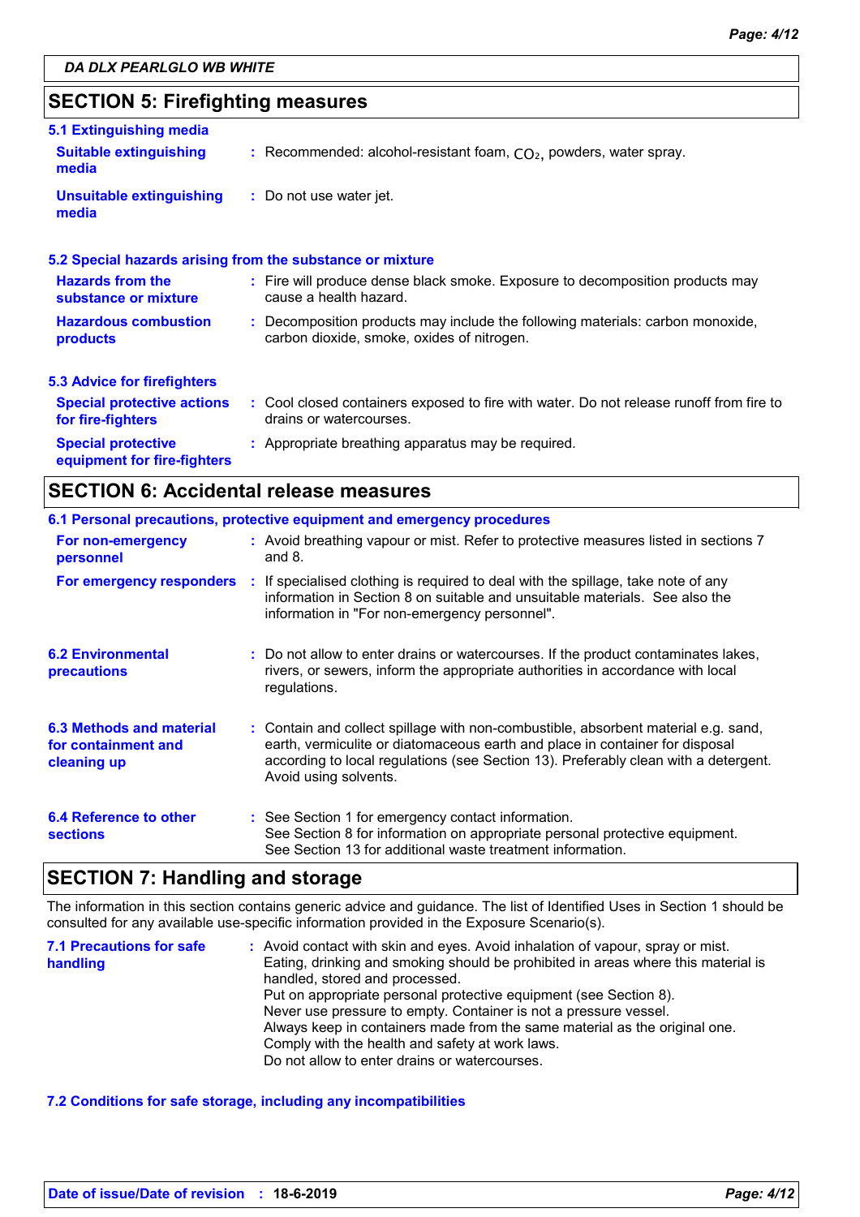DA DLX PEARLGLO WB WHITE

## SECTION 5: Firefighting measures

### 5.1 Extinguishing media

**Suitable extinguishing media** : Recommended: alcohol-resistant foam, $CO_2$, powders, water spray.

**Unsuitable extinguishing media** : Do not use water jet.

### 5.2 Special hazards arising from the substance or mixture

**Hazards from the substance or mixture** : Fire will produce dense black smoke. Exposure to decomposition products may cause a health hazard.

**Hazardous combustion products** : Decomposition products may include the following materials: carbon monoxide, carbon dioxide, smoke, oxides of nitrogen.

### 5.3 Advice for firefighters

**Special protective actions for fire-fighters** : Cool closed containers exposed to fire with water. Do not release runoff from fire to drains or watercourses.

**Special protective equipment for fire-fighters** : Appropriate breathing apparatus may be required.

## SECTION 6: Accidental release measures

### 6.1 Personal precautions, protective equipment and emergency procedures

**For non-emergency personnel** : Avoid breathing vapour or mist. Refer to protective measures listed in sections 7 and 8.

**For emergency responders** : If specialised clothing is required to deal with the spillage, take note of any information in Section 8 on suitable and unsuitable materials. See also the information in "For non-emergency personnel".

**6.2 Environmental precautions** : Do not allow to enter drains or watercourses. If the product contaminates lakes, rivers, or sewers, inform the appropriate authorities in accordance with local regulations.

**6.3 Methods and material for containment and cleaning up** : Contain and collect spillage with non-combustible, absorbent material e.g. sand, earth, vermiculite or diatomaceous earth and place in container for disposal according to local regulations (see Section 13). Preferably clean with a detergent. Avoid using solvents.

**6.4 Reference to other sections** : See Section 1 for emergency contact information.
See Section 8 for information on appropriate personal protective equipment.
See Section 13 for additional waste treatment information.

## SECTION 7: Handling and storage

The information in this section contains generic advice and guidance. The list of Identified Uses in Section 1 should be consulted for any available use-specific information provided in the Exposure Scenario(s).

**7.1 Precautions for safe handling** : Avoid contact with skin and eyes. Avoid inhalation of vapour, spray or mist.
Eating, drinking and smoking should be prohibited in areas where this material is handled, stored and processed.
Put on appropriate personal protective equipment (see Section 8).
Never use pressure to empty. Container is not a pressure vessel.
Always keep in containers made from the same material as the original one.
Comply with the health and safety at work laws.
Do not allow to enter drains or watercourses.

### 7.2 Conditions for safe storage, including any incompatibilities

**Date of issue/Date of revision** : **18-6-2019**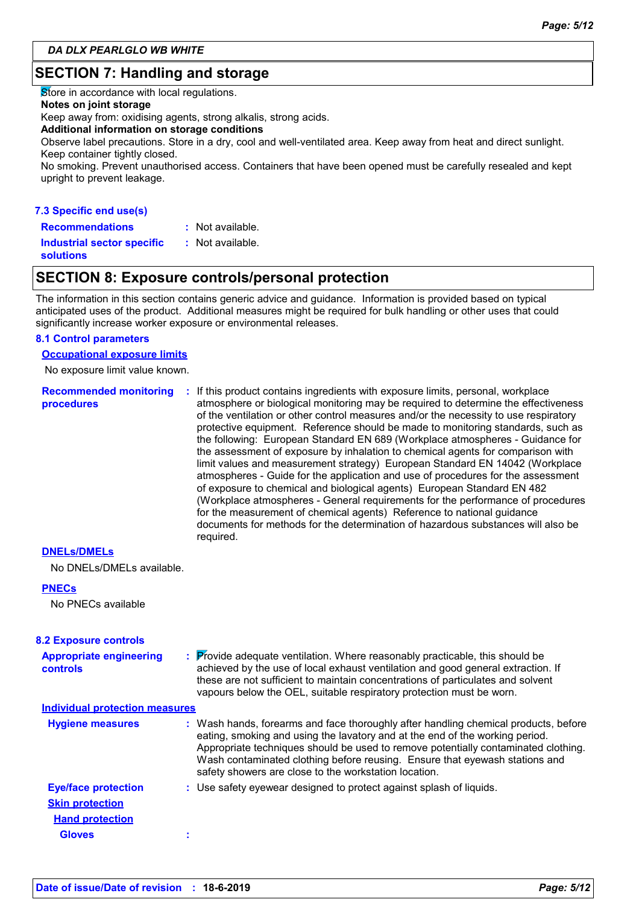DA DLX PEARLGLO WB WHITE

## SECTION 7: Handling and storage

Store in accordance with local regulations.

**Notes on joint storage**

Keep away from: oxidising agents, strong alkalis, strong acids.

**Additional information on storage conditions**

Observe label precautions. Store in a dry, cool and well-ventilated area. Keep away from heat and direct sunlight. Keep container tightly closed.

No smoking. Prevent unauthorised access. Containers that have been opened must be carefully resealed and kept upright to prevent leakage.

### 7.3 Specific end use(s)

**Recommendations** : Not available.

**Industrial sector specific solutions** : Not available.

## SECTION 8: Exposure controls/personal protection

The information in this section contains generic advice and guidance. Information is provided based on typical anticipated uses of the product. Additional measures might be required for bulk handling or other uses that could significantly increase worker exposure or environmental releases.

### 8.1 Control parameters

**Occupational exposure limits**

No exposure limit value known.

**Recommended monitoring procedures** : If this product contains ingredients with exposure limits, personal, workplace atmosphere or biological monitoring may be required to determine the effectiveness of the ventilation or other control measures and/or the necessity to use respiratory protective equipment. Reference should be made to monitoring standards, such as the following: European Standard EN 689 (Workplace atmospheres - Guidance for the assessment of exposure by inhalation to chemical agents for comparison with limit values and measurement strategy) European Standard EN 14042 (Workplace atmospheres - Guide for the application and use of procedures for the assessment of exposure to chemical and biological agents) European Standard EN 482 (Workplace atmospheres - General requirements for the performance of procedures for the measurement of chemical agents) Reference to national guidance documents for methods for the determination of hazardous substances will also be required.

**DNELs/DMELs**

No DNELs/DMELs available.

**PNECs**

No PNECs available

### 8.2 Exposure controls

**Appropriate engineering controls** : Provide adequate ventilation. Where reasonably practicable, this should be achieved by the use of local exhaust ventilation and good general extraction. If these are not sufficient to maintain concentrations of particulates and solvent vapours below the OEL, suitable respiratory protection must be worn.

**Individual protection measures**

**Hygiene measures** : Wash hands, forearms and face thoroughly after handling chemical products, before eating, smoking and using the lavatory and at the end of the working period. Appropriate techniques should be used to remove potentially contaminated clothing. Wash contaminated clothing before reusing. Ensure that eyewash stations and safety showers are close to the workstation location.

**Eye/face protection** : Use safety eyewear designed to protect against splash of liquids.

**Skin protection**

**Hand protection**

**Gloves** :

Date of issue/Date of revision : 18-6-2019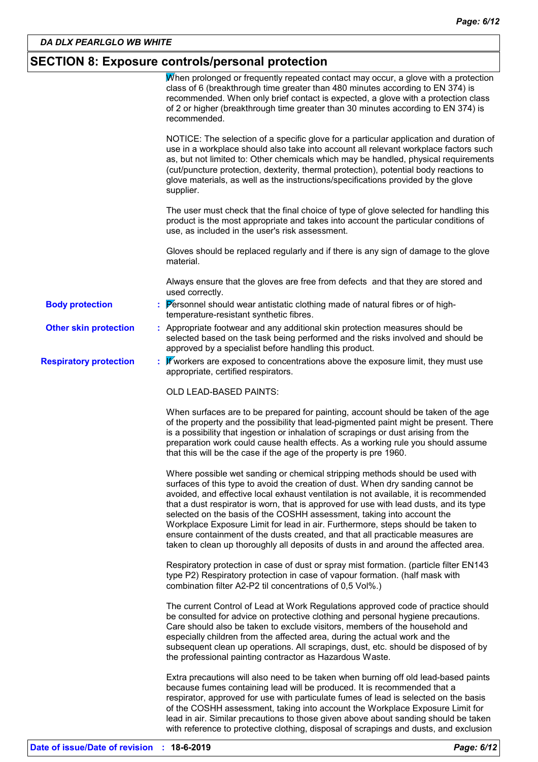## SECTION 8: Exposure controls/personal protection

When prolonged or frequently repeated contact may occur, a glove with a protection class of 6 (breakthrough time greater than 480 minutes according to EN 374) is recommended. When only brief contact is expected, a glove with a protection class of 2 or higher (breakthrough time greater than 30 minutes according to EN 374) is recommended.

NOTICE: The selection of a specific glove for a particular application and duration of use in a workplace should also take into account all relevant workplace factors such as, but not limited to: Other chemicals which may be handled, physical requirements (cut/puncture protection, dexterity, thermal protection), potential body reactions to glove materials, as well as the instructions/specifications provided by the glove supplier.

The user must check that the final choice of type of glove selected for handling this product is the most appropriate and takes into account the particular conditions of use, as included in the user's risk assessment.

Gloves should be replaced regularly and if there is any sign of damage to the glove material.

Always ensure that the gloves are free from defects and that they are stored and used correctly.

**Body protection** : Personnel should wear antistatic clothing made of natural fibres or of high-temperature-resistant synthetic fibres.

**Other skin protection** : Appropriate footwear and any additional skin protection measures should be selected based on the task being performed and the risks involved and should be approved by a specialist before handling this product.

**Respiratory protection** : If workers are exposed to concentrations above the exposure limit, they must use appropriate, certified respirators.

OLD LEAD-BASED PAINTS:

When surfaces are to be prepared for painting, account should be taken of the age of the property and the possibility that lead-pigmented paint might be present. There is a possibility that ingestion or inhalation of scrapings or dust arising from the preparation work could cause health effects. As a working rule you should assume that this will be the case if the age of the property is pre 1960.

Where possible wet sanding or chemical stripping methods should be used with surfaces of this type to avoid the creation of dust. When dry sanding cannot be avoided, and effective local exhaust ventilation is not available, it is recommended that a dust respirator is worn, that is approved for use with lead dusts, and its type selected on the basis of the COSHH assessment, taking into account the Workplace Exposure Limit for lead in air. Furthermore, steps should be taken to ensure containment of the dusts created, and that all practicable measures are taken to clean up thoroughly all deposits of dusts in and around the affected area.

Respiratory protection in case of dust or spray mist formation. (particle filter EN143 type P2) Respiratory protection in case of vapour formation. (half mask with combination filter A2-P2 til concentrations of 0,5 Vol%.)

The current Control of Lead at Work Regulations approved code of practice should be consulted for advice on protective clothing and personal hygiene precautions. Care should also be taken to exclude visitors, members of the household and especially children from the affected area, during the actual work and the subsequent clean up operations. All scrapings, dust, etc. should be disposed of by the professional painting contractor as Hazardous Waste.

Extra precautions will also need to be taken when burning off old lead-based paints because fumes containing lead will be produced. It is recommended that a respirator, approved for use with particulate fumes of lead is selected on the basis of the COSHH assessment, taking into account the Workplace Exposure Limit for lead in air. Similar precautions to those given above about sanding should be taken with reference to protective clothing, disposal of scrapings and dusts, and exclusion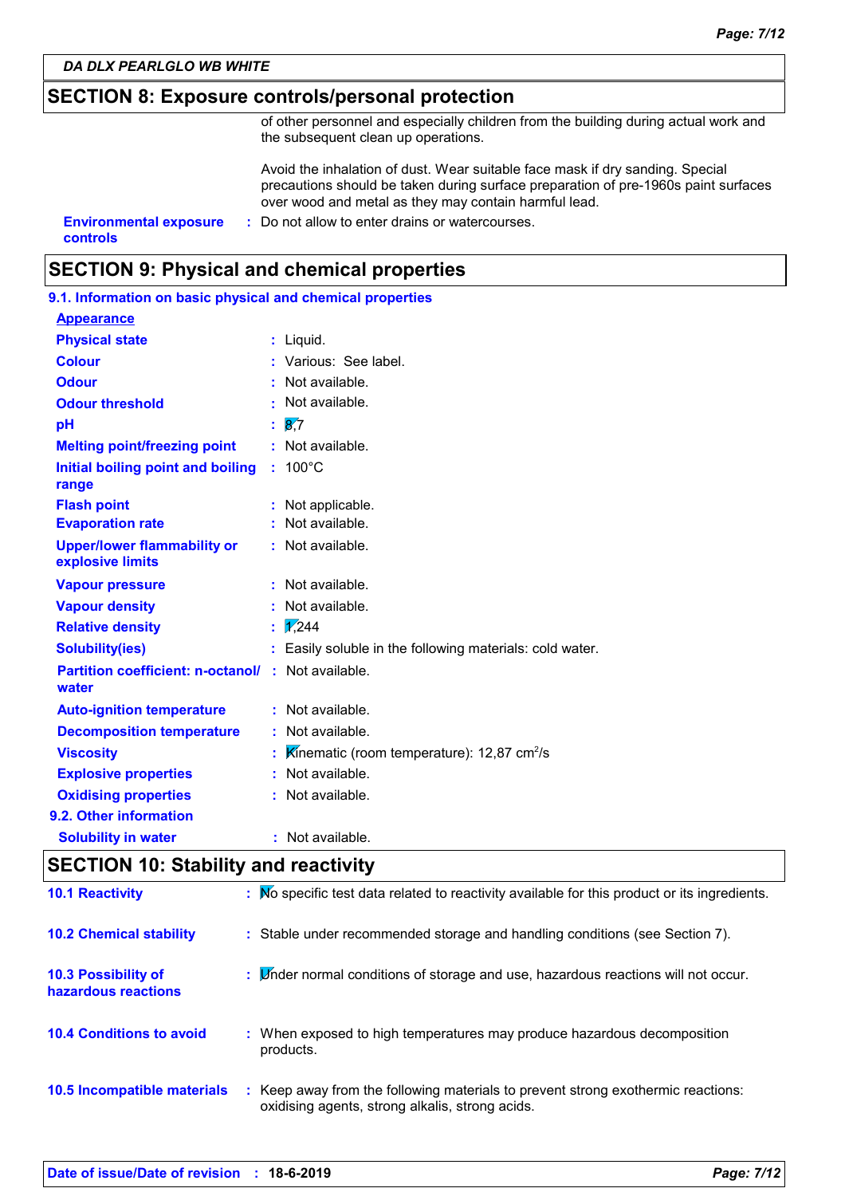**DA DLX PEARLGLO WB WHITE**

## SECTION 8: Exposure controls/personal protection

of other personnel and especially children from the building during actual work and the subsequent clean up operations.

Avoid the inhalation of dust. Wear suitable face mask if dry sanding. Special precautions should be taken during surface preparation of pre-1960s paint surfaces over wood and metal as they may contain harmful lead.

| | | |
|---|---|---|
| **Environmental exposure controls** | : | Do not allow to enter drains or watercourses. |

## SECTION 9: Physical and chemical properties

### 9.1. Information on basic physical and chemical properties

**Appearance**

| | | |
|---|---|---|
| **Physical state** | : | Liquid. |
| **Colour** | : | Various: See label. |
| **Odour** | : | Not available. |
| **Odour threshold** | : | Not available. |
| **pH** | : | 8,7 |
| **Melting point/freezing point** | : | Not available. |
| **Initial boiling point and boiling range** | : | 100°C |
| **Flash point** | : | Not applicable. |
| **Evaporation rate** | : | Not available. |
| **Upper/lower flammability or explosive limits** | : | Not available. |
| **Vapour pressure** | : | Not available. |
| **Vapour density** | : | Not available. |
| **Relative density** | : | 1,244 |
| **Solubility(ies)** | : | Easily soluble in the following materials: cold water. |
| **Partition coefficient: n-octanol/ water** | : | Not available. |
| **Auto-ignition temperature** | : | Not available. |
| **Decomposition temperature** | : | Not available. |
| **Viscosity** | : | Kinematic (room temperature): 12,87 $cm^2/s$ |
| **Explosive properties** | : | Not available. |
| **Oxidising properties** | : | Not available. |

### 9.2. Other information

| | | |
|---|---|---|
| **Solubility in water** | : | Not available. |

## SECTION 10: Stability and reactivity

| | | |
|---|---|---|
| **10.1 Reactivity** | : | No specific test data related to reactivity available for this product or its ingredients. |
| **10.2 Chemical stability** | : | Stable under recommended storage and handling conditions (see Section 7). |
| **10.3 Possibility of hazardous reactions** | : | Under normal conditions of storage and use, hazardous reactions will not occur. |
| **10.4 Conditions to avoid** | : | When exposed to high temperatures may produce hazardous decomposition products. |
| **10.5 Incompatible materials** | : | Keep away from the following materials to prevent strong exothermic reactions: oxidising agents, strong alkalis, strong acids. |

**Date of issue/Date of revision : 18-6-2019**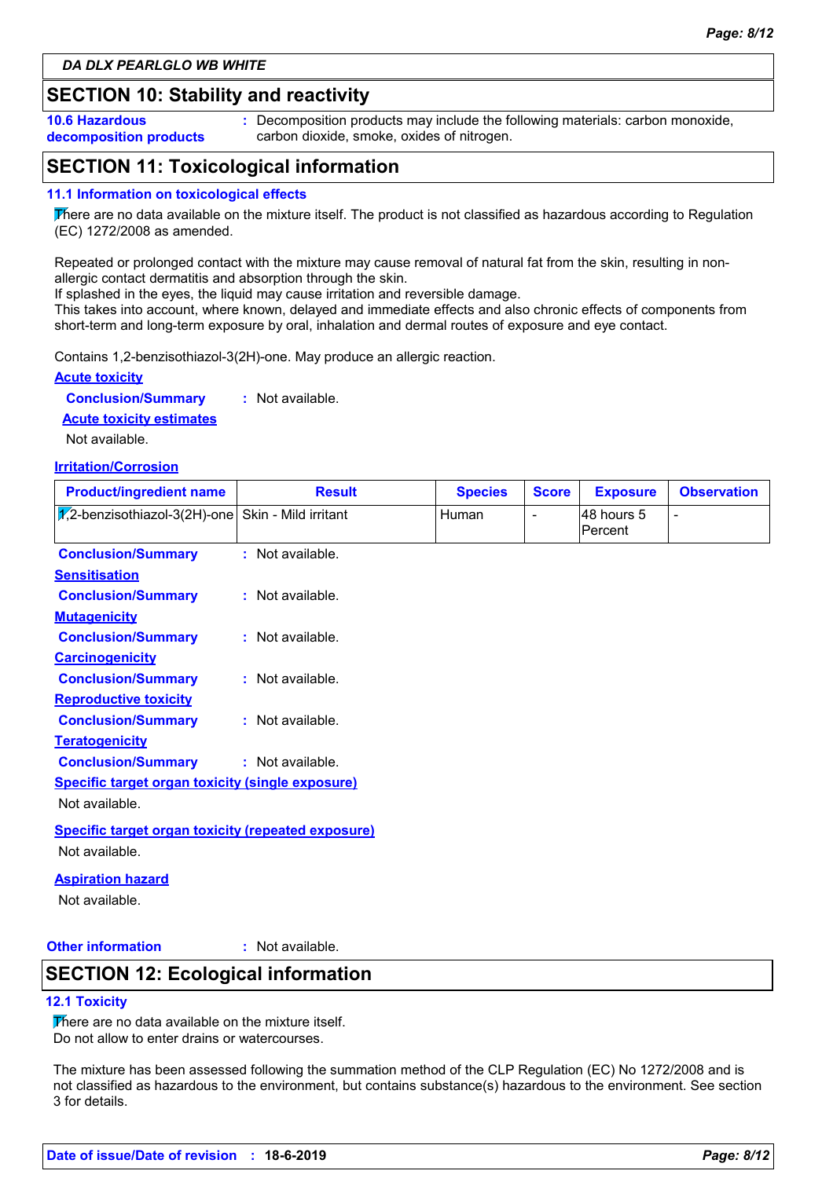*DA DLX PEARLGLO WB WHITE*

## SECTION 10: Stability and reactivity

**10.6 Hazardous decomposition products** : Decomposition products may include the following materials: carbon monoxide, carbon dioxide, smoke, oxides of nitrogen.

## SECTION 11: Toxicological information

### 11.1 Information on toxicological effects

There are no data available on the mixture itself. The product is not classified as hazardous according to Regulation (EC) 1272/2008 as amended.

Repeated or prolonged contact with the mixture may cause removal of natural fat from the skin, resulting in non-allergic contact dermatitis and absorption through the skin.
If splashed in the eyes, the liquid may cause irritation and reversible damage.
This takes into account, where known, delayed and immediate effects and also chronic effects of components from short-term and long-term exposure by oral, inhalation and dermal routes of exposure and eye contact.

Contains 1,2-benzisothiazol-3(2H)-one. May produce an allergic reaction.

**Acute toxicity**

**Conclusion/Summary** : Not available.

**Acute toxicity estimates**

Not available.

**Irritation/Corrosion**

| Product/ingredient name | Result | Species | Score | Exposure | Observation |
|---|---|---|---|---|---|
| 1,2-benzisothiazol-3(2H)-one | Skin - Mild irritant | Human | - | 48 hours 5 Percent | - |

**Conclusion/Summary** : Not available.

**Sensitisation**

**Conclusion/Summary** : Not available.

**Mutagenicity**

**Conclusion/Summary** : Not available.

**Carcinogenicity**

**Conclusion/Summary** : Not available.

**Reproductive toxicity**

**Conclusion/Summary** : Not available.

**Teratogenicity**

**Conclusion/Summary** : Not available.

**Specific target organ toxicity (single exposure)**

Not available.

**Specific target organ toxicity (repeated exposure)**

Not available.

**Aspiration hazard**

Not available.

**Other information** : Not available.

## SECTION 12: Ecological information

### 12.1 Toxicity

There are no data available on the mixture itself.
Do not allow to enter drains or watercourses.

The mixture has been assessed following the summation method of the CLP Regulation (EC) No 1272/2008 and is not classified as hazardous to the environment, but contains substance(s) hazardous to the environment. See section 3 for details.

**Date of issue/Date of revision** : **18-6-2019**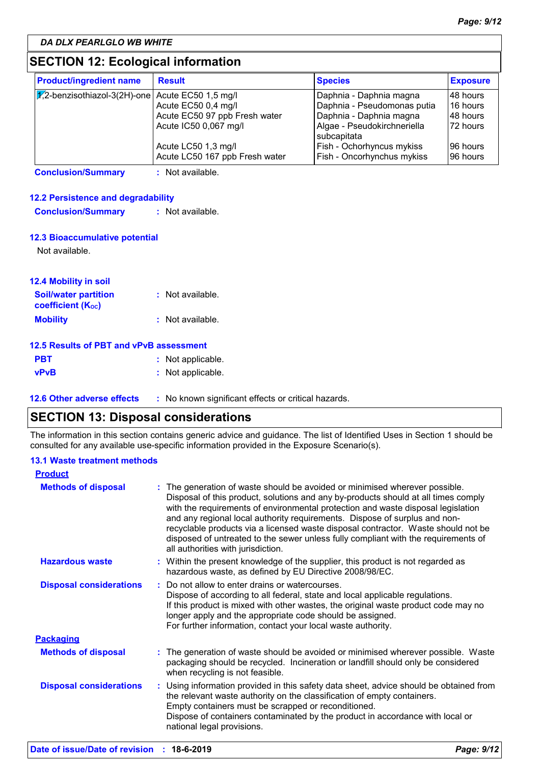## SECTION 12: Ecological information

| Product/ingredient name | Result | Species | Exposure |
|---|---|---|---|
| 1,2-benzisothiazol-3(2H)-one | Acute EC50 1,5 mg/l | Daphnia - Daphnia magna | 48 hours |
| | Acute EC50 0,4 mg/l | Daphnia - Pseudomonas putia | 16 hours |
| | Acute EC50 97 ppb Fresh water | Daphnia - Daphnia magna | 48 hours |
| | Acute IC50 0,067 mg/l | Algae - Pseudokirchneriella subcapitata | 72 hours |
| | Acute LC50 1,3 mg/l | Fish - Ochorhyncus mykiss | 96 hours |
| | Acute LC50 167 ppb Fresh water | Fish - Oncorhynchus mykiss | 96 hours |

**Conclusion/Summary** : Not available.

### 12.2 Persistence and degradability

**Conclusion/Summary** : Not available.

### 12.3 Bioaccumulative potential

Not available.

### 12.4 Mobility in soil

**Soil/water partition coefficient ($K_{OC}$)** : Not available.

**Mobility** : Not available.

### 12.5 Results of PBT and vPvB assessment

**PBT** : Not applicable.

**vPvB** : Not applicable.

### 12.6 Other adverse effects : No known significant effects or critical hazards.

## SECTION 13: Disposal considerations

The information in this section contains generic advice and guidance. The list of Identified Uses in Section 1 should be consulted for any available use-specific information provided in the Exposure Scenario(s).

### 13.1 Waste treatment methods

**Product**

**Methods of disposal** : The generation of waste should be avoided or minimised wherever possible. Disposal of this product, solutions and any by-products should at all times comply with the requirements of environmental protection and waste disposal legislation and any regional local authority requirements. Dispose of surplus and non-recyclable products via a licensed waste disposal contractor. Waste should not be disposed of untreated to the sewer unless fully compliant with the requirements of all authorities with jurisdiction.

**Hazardous waste** : Within the present knowledge of the supplier, this product is not regarded as hazardous waste, as defined by EU Directive 2008/98/EC.

**Disposal considerations** : Do not allow to enter drains or watercourses.
Dispose of according to all federal, state and local applicable regulations.
If this product is mixed with other wastes, the original waste product code may no longer apply and the appropriate code should be assigned.
For further information, contact your local waste authority.

**Packaging**

**Methods of disposal** : The generation of waste should be avoided or minimised wherever possible. Waste packaging should be recycled. Incineration or landfill should only be considered when recycling is not feasible.

**Disposal considerations** : Using information provided in this safety data sheet, advice should be obtained from the relevant waste authority on the classification of empty containers.
Empty containers must be scrapped or reconditioned.
Dispose of containers contaminated by the product in accordance with local or national legal provisions.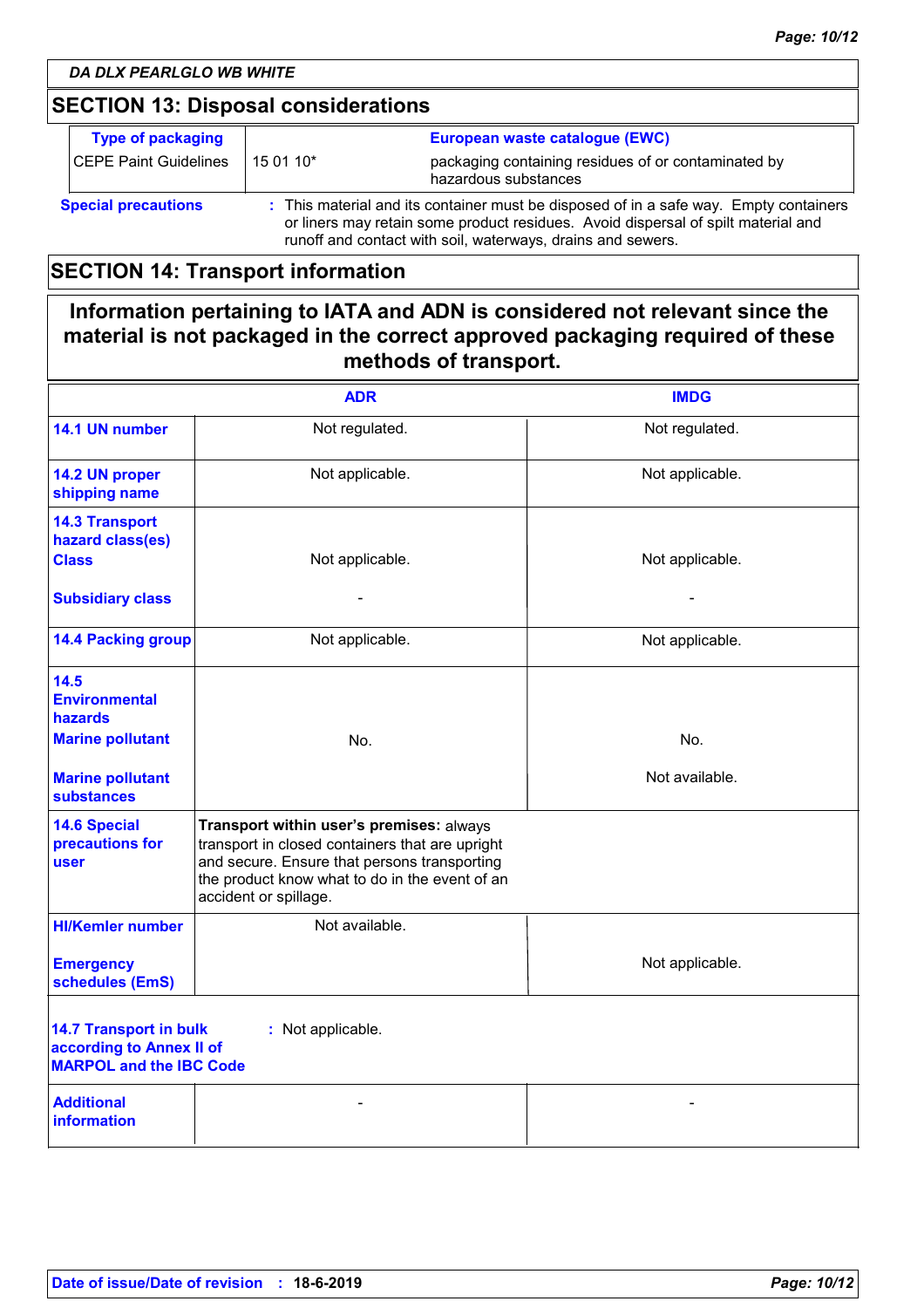*DA DLX PEARLGLO WB WHITE*

## SECTION 13: Disposal considerations

| Type of packaging | | European waste catalogue (EWC) |
|---|---|---|
| CEPE Paint Guidelines | 15 01 10* | packaging containing residues of or contaminated by hazardous substances |

**Special precautions** : This material and its container must be disposed of in a safe way. Empty containers or liners may retain some product residues. Avoid dispersal of spilt material and runoff and contact with soil, waterways, drains and sewers.

## SECTION 14: Transport information

**Information pertaining to IATA and ADN is considered not relevant since the material is not packaged in the correct approved packaging required of these methods of transport.**

| | ADR | IMDG |
|---|---|---|
| **14.1 UN number** | Not regulated. | Not regulated. |
| **14.2 UN proper shipping name** | Not applicable. | Not applicable. |
| **14.3 Transport hazard class(es) Class** | Not applicable. | Not applicable. |
| **Subsidiary class** | - | - |
| **14.4 Packing group** | Not applicable. | Not applicable. |
| **14.5 Environmental hazards Marine pollutant** | No. | No. |
| **Marine pollutant substances** | | Not available. |
| **14.6 Special precautions for user** | **Transport within user's premises:** always transport in closed containers that are upright and secure. Ensure that persons transporting the product know what to do in the event of an accident or spillage. | |
| **HI/Kemler number** | Not available. | |
| **Emergency schedules (EmS)** | | Not applicable. |

**14.7 Transport in bulk according to Annex II of MARPOL and the IBC Code** : Not applicable.

| | | |
|---|---|---|
| **Additional information** | - | - |

**Date of issue/Date of revision** : **18-6-2019**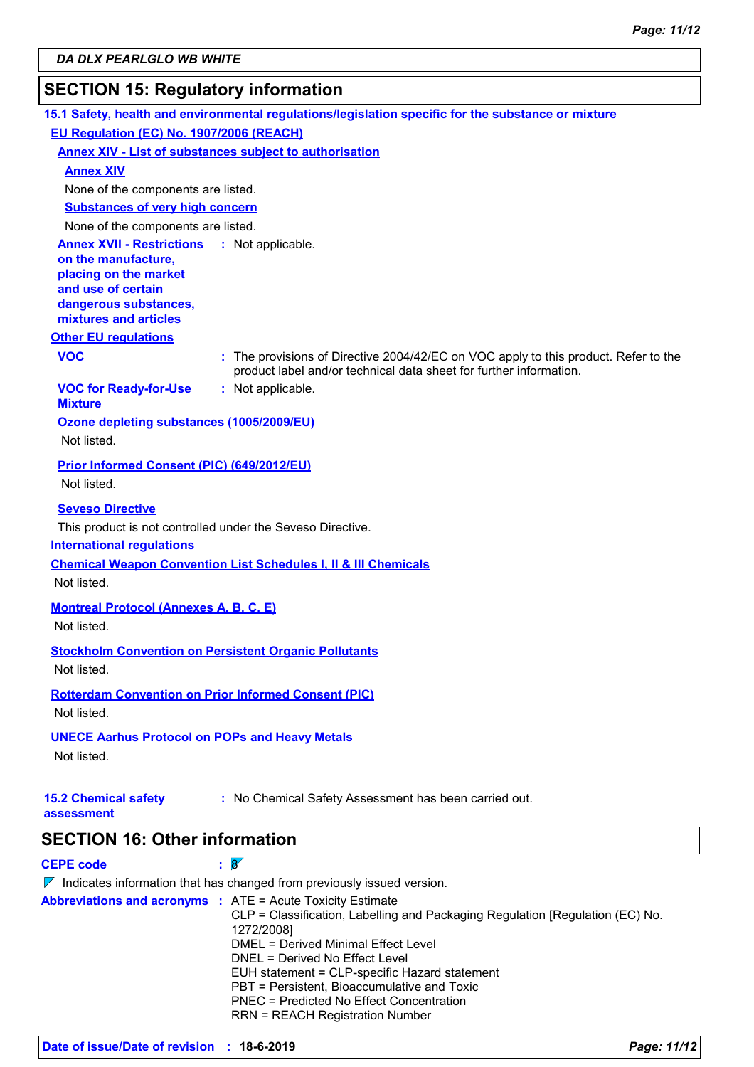DA DLX PEARLGLO WB WHITE

## SECTION 15: Regulatory information

### 15.1 Safety, health and environmental regulations/legislation specific for the substance or mixture

**EU Regulation (EC) No. 1907/2006 (REACH)**

**Annex XIV - List of substances subject to authorisation**

**Annex XIV**

None of the components are listed.

**Substances of very high concern**

None of the components are listed.

**Annex XVII - Restrictions on the manufacture, placing on the market and use of certain dangerous substances, mixtures and articles** : Not applicable.

**Other EU regulations**

**VOC** : The provisions of Directive 2004/42/EC on VOC apply to this product. Refer to the product label and/or technical data sheet for further information.

**VOC for Ready-for-Use Mixture** : Not applicable.

**Ozone depleting substances (1005/2009/EU)**

Not listed.

**Prior Informed Consent (PIC) (649/2012/EU)**

Not listed.

**Seveso Directive**

This product is not controlled under the Seveso Directive.

**International regulations**

**Chemical Weapon Convention List Schedules I, II & III Chemicals**

Not listed.

**Montreal Protocol (Annexes A, B, C, E)**

Not listed.

**Stockholm Convention on Persistent Organic Pollutants**

Not listed.

**Rotterdam Convention on Prior Informed Consent (PIC)**

Not listed.

**UNECE Aarhus Protocol on POPs and Heavy Metals**

Not listed.

**15.2 Chemical safety assessment** : No Chemical Safety Assessment has been carried out.

## SECTION 16: Other information

**CEPE code** : 8

Indicates information that has changed from previously issued version.

**Abbreviations and acronyms** : ATE = Acute Toxicity Estimate
CLP = Classification, Labelling and Packaging Regulation [Regulation (EC) No. 1272/2008]
DMEL = Derived Minimal Effect Level
DNEL = Derived No Effect Level
EUH statement = CLP-specific Hazard statement
PBT = Persistent, Bioaccumulative and Toxic
PNEC = Predicted No Effect Concentration
RRN = REACH Registration Number

**Date of issue/Date of revision** : **18-6-2019**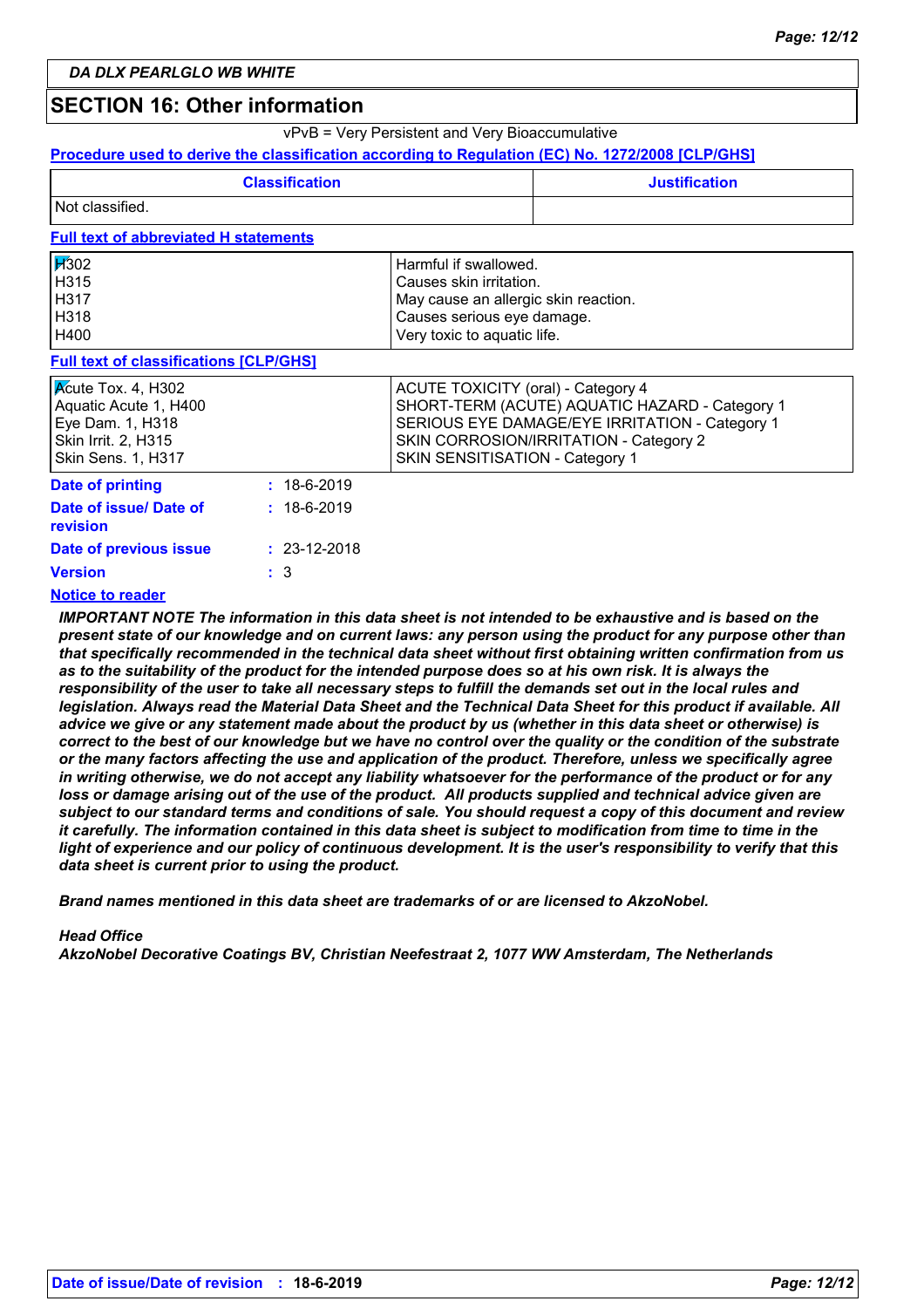DA DLX PEARLGLO WB WHITE

## SECTION 16: Other information

vPvB = Very Persistent and Very Bioaccumulative

**Procedure used to derive the classification according to Regulation (EC) No. 1272/2008 [CLP/GHS]**

| Classification | Justification |
|---|---|
| Not classified. | |

**Full text of abbreviated H statements**

| | |
|---|---|
| H302 | Harmful if swallowed. |
| H315 | Causes skin irritation. |
| H317 | May cause an allergic skin reaction. |
| H318 | Causes serious eye damage. |
| H400 | Very toxic to aquatic life. |

**Full text of classifications [CLP/GHS]**

| | |
|---|---|
| Acute Tox. 4, H302 | ACUTE TOXICITY (oral) - Category 4 |
| Aquatic Acute 1, H400 | SHORT-TERM (ACUTE) AQUATIC HAZARD - Category 1 |
| Eye Dam. 1, H318 | SERIOUS EYE DAMAGE/EYE IRRITATION - Category 1 |
| Skin Irrit. 2, H315 | SKIN CORROSION/IRRITATION - Category 2 |
| Skin Sens. 1, H317 | SKIN SENSITISATION - Category 1 |

**Date of printing** : 18-6-2019

**Date of issue/ Date of revision** : 18-6-2019

**Date of previous issue** : 23-12-2018

**Version** : 3

**Notice to reader**

***IMPORTANT NOTE The information in this data sheet is not intended to be exhaustive and is based on the present state of our knowledge and on current laws: any person using the product for any purpose other than that specifically recommended in the technical data sheet without first obtaining written confirmation from us as to the suitability of the product for the intended purpose does so at his own risk. It is always the responsibility of the user to take all necessary steps to fulfill the demands set out in the local rules and legislation. Always read the Material Data Sheet and the Technical Data Sheet for this product if available. All advice we give or any statement made about the product by us (whether in this data sheet or otherwise) is correct to the best of our knowledge but we have no control over the quality or the condition of the substrate or the many factors affecting the use and application of the product. Therefore, unless we specifically agree in writing otherwise, we do not accept any liability whatsoever for the performance of the product or for any loss or damage arising out of the use of the product. All products supplied and technical advice given are subject to our standard terms and conditions of sale. You should request a copy of this document and review it carefully. The information contained in this data sheet is subject to modification from time to time in the light of experience and our policy of continuous development. It is the user's responsibility to verify that this data sheet is current prior to using the product.***

***Brand names mentioned in this data sheet are trademarks of or are licensed to AkzoNobel.***

***Head Office***
***AkzoNobel Decorative Coatings BV, Christian Neefestraat 2, 1077 WW Amsterdam, The Netherlands***